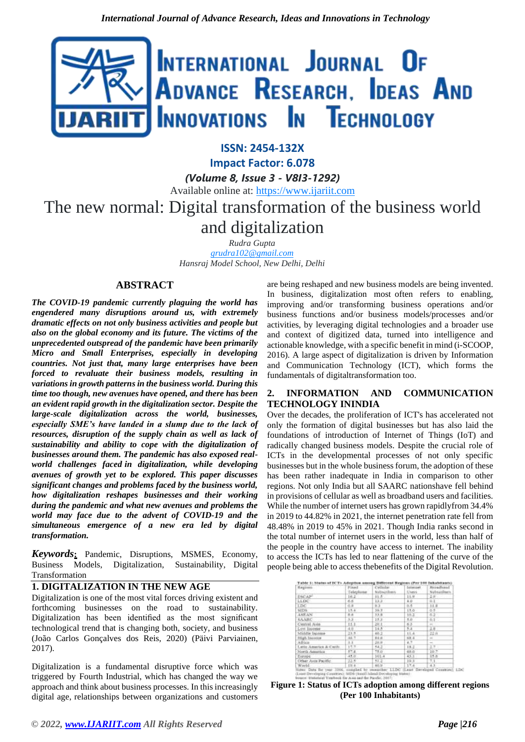# The new normal: Digital transformation of the business world and digitalization

*Rudra Gupta*
*grudra102@gmail.com*
*Hansraj Model School, New Delhi, Delhi*

## ABSTRACT

***The COVID-19 pandemic currently plaguing the world has engendered many disruptions around us, with extremely dramatic effects on not only business activities and people but also on the global economy and its future. The victims of the unprecedented outspread of the pandemic have been primarily Micro and Small Enterprises, especially in developing countries. Not just that, many large enterprises have been forced to revaluate their business models, resulting in variations in growth patterns in the business world. During this time too though, new avenues have opened, and there has been an evident rapid growth in the digitalization sector. Despite the large-scale digitalization across the world, businesses, especially SME's have landed in a slump due to the lack of resources, disruption of the supply chain as well as lack of sustainability and ability to cope with the digitalization of businesses around them. The pandemic has also exposed real-world challenges faced in digitalization, while developing avenues of growth yet to be explored. This paper discusses significant changes and problems faced by the business world, how digitalization reshapes businesses and their working during the pandemic and what new avenues and problems the world may face due to the advent of COVID-19 and the simultaneous emergence of a new era led by digital transformation.***

***Keywords:*** Pandemic, Disruptions, MSMES, Economy, Business Models, Digitalization, Sustainability, Digital Transformation

## 1. DIGITALIZATION IN THE NEW AGE

Digitalization is one of the most vital forces driving existent and forthcoming businesses on the road to sustainability. Digitalization has been identified as the most significant technological trend that is changing both, society, and business (João Carlos Gonçalves dos Reis, 2020) (Päivi Parviainen, 2017).

Digitalization is a fundamental disruptive force which was triggered by Fourth Industrial, which has changed the way we approach and think about business processes. In this increasingly digital age, relationships between organizations and customers are being reshaped and new business models are being invented. In business, digitalization most often refers to enabling, improving and/or transforming business operations and/or business functions and/or business models/processes and/or activities, by leveraging digital technologies and a broader use and context of digitized data, turned into intelligence and actionable knowledge, with a specific benefit in mind (i-SCOOP, 2016). A large aspect of digitalization is driven by Information and Communication Technology (ICT), which forms the fundamentals of digitaltransformation too.

## 2. INFORMATION AND COMMUNICATION TECHNOLOGY ININDIA

Over the decades, the proliferation of ICT's has accelerated not only the formation of digital businesses but has also laid the foundations of introduction of Internet of Things (IoT) and radically changed business models. Despite the crucial role of ICTs in the developmental processes of not only specific businesses but in the whole business forum, the adoption of these has been rather inadequate in India in comparison to other regions. Not only India but all SAARC nationshave fell behind in provisions of cellular as well as broadband users and facilities. While the number of internet users has grown rapidlyfrom 34.4% in 2019 to 44.82% in 2021, the internet penetration rate fell from 48.48% in 2019 to 45% in 2021. Though India ranks second in the total number of internet users in the world, less than half of the people in the country have access to internet. The inability to access the ICTs has led to near flattening of the curve of the people being able to access thebenefits of the Digital Revolution.

**Table 1: Status of ICTs Adoption among Different Regions (Per 100 Inhabitants)**

| Regions | Fixed Telephone | Cellular Subscribers | Internet Users | Broadband Subscribers |
|---|---|---|---|---|
| ESCAP* | 16.2 | 51.5 | 11.9 | 2.9 |
| LLDC | 6.6 | 13.3 | 4.0 | 0.1 |
| LDC | 0.8 | 9.3 | 0.5 | 11.8 |
| SIDS | 15.4 | 30.5 | 15.0 | 0.5 |
| ASEAN | 8.6 | 33.6 | 10.2 | 0.2 |
| SAARC | 3.3 | 15.3 | 5.0 | 0.1 |
| Central Asia | 11.1 | 20.1 | 6.5 | -- |
| Low Income | 4.0 | 14.5 | 5.4 | 1.8 |
| Middle Income | 21.5 | 40.2 | 11.4 | 22.0 |
| High Income | 48.7 | 84.6 | 68.4 | -- |
| Africa | 3.1 | 20.9 | 4.7 | -- |
| Latin America & Carib | 17.7 | 54.2 | 18.2 | 2.7 |
| North America | 57.6 | 75.0 | 69.0 | 10.7 |
| Europe | 45.0 | 101.4 | 43.1 | 15.8 |
| Other Asia Pacific | 22.5 | 51.2 | 19.3 | 7.1 |
| World | 19.4 | 40.9 | 17.4 | 4.3 |

Notes: Data for year 2006, compiled by researcher. LLDC (Least Developed Countries), LDC (Least Developing Countries), SIDS (Small Island Developing States). Source: Statistical Yearbook for Asia and the Pacific, 2007.

**Figure 1: Status of ICTs adoption among different regions (Per 100 Inhabitants)**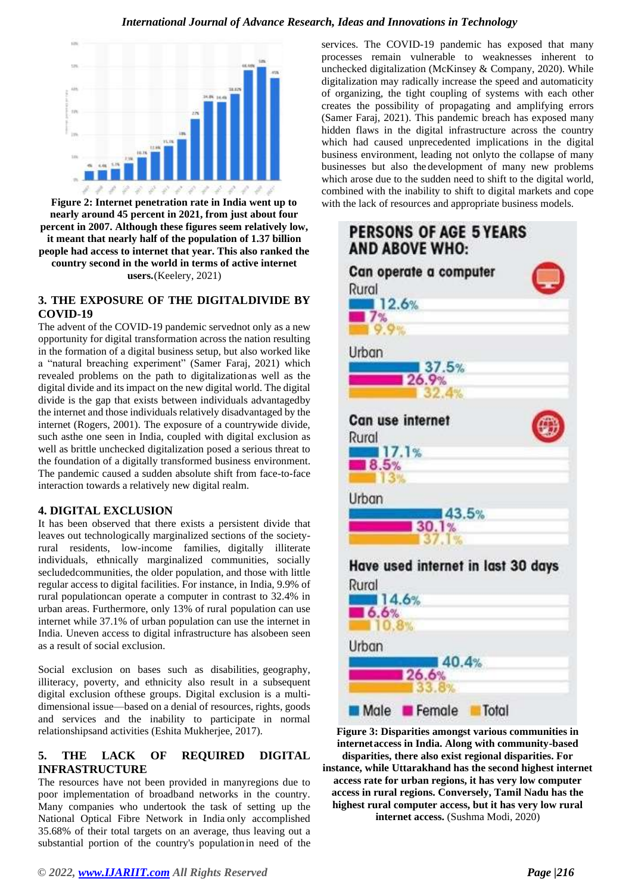**Figure 2: Internet penetration rate in India went up to nearly around 45 percent in 2021, from just about four percent in 2007. Although these figures seem relatively low, it meant that nearly half of the population of 1.37 billion people had access to internet that year. This also ranked the country second in the world in terms of active internet users.**(Keelery, 2021)

## 3. THE EXPOSURE OF THE DIGITALDIVIDE BY COVID-19

The advent of the COVID-19 pandemic servednot only as a new opportunity for digital transformation across the nation resulting in the formation of a digital business setup, but also worked like a "natural breaching experiment" (Samer Faraj, 2021) which revealed problems on the path to digitalizationas well as the digital divide and its impact on the new digital world. The digital divide is the gap that exists between individuals advantagedby the internet and those individuals relatively disadvantaged by the internet (Rogers, 2001). The exposure of a countrywide divide, such asthe one seen in India, coupled with digital exclusion as well as brittle unchecked digitalization posed a serious threat to the foundation of a digitally transformed business environment. The pandemic caused a sudden absolute shift from face-to-face interaction towards a relatively new digital realm.

## 4. DIGITAL EXCLUSION

It has been observed that there exists a persistent divide that leaves out technologically marginalized sections of the society-rural residents, low-income families, digitally illiterate individuals, ethnically marginalized communities, socially secludedcommunities, the older population, and those with little regular access to digital facilities. For instance, in India, 9.9% of rural populationcan operate a computer in contrast to 32.4% in urban areas. Furthermore, only 13% of rural population can use internet while 37.1% of urban population can use the internet in India. Uneven access to digital infrastructure has alsobeen seen as a result of social exclusion.

Social exclusion on bases such as disabilities, geography, illiteracy, poverty, and ethnicity also result in a subsequent digital exclusion ofthese groups. Digital exclusion is a multi-dimensional issue—based on a denial of resources, rights, goods and services and the inability to participate in normal relationshipsand activities (Eshita Mukherjee, 2017).

## 5. THE LACK OF REQUIRED DIGITAL INFRASTRUCTURE

The resources have not been provided in manyregions due to poor implementation of broadband networks in the country. Many companies who undertook the task of setting up the National Optical Fibre Network in India only accomplished 35.68% of their total targets on an average, thus leaving out a substantial portion of the country's populationin need of the services. The COVID-19 pandemic has exposed that many processes remain vulnerable to weaknesses inherent to unchecked digitalization (McKinsey & Company, 2020). While digitalization may radically increase the speed and automaticity of organizing, the tight coupling of systems with each other creates the possibility of propagating and amplifying errors (Samer Faraj, 2021). This pandemic breach has exposed many hidden flaws in the digital infrastructure across the country which had caused unprecedented implications in the digital business environment, leading not onlyto the collapse of many businesses but also the development of many new problems which arose due to the sudden need to shift to the digital world, combined with the inability to shift to digital markets and cope with the lack of resources and appropriate business models.

**Figure 3: Disparities amongst various communities in internetaccess in India. Along with community-based disparities, there also exist regional disparities. For instance, while Uttarakhand has the second highest internet access rate for urban regions, it has very low computer access in rural regions. Conversely, Tamil Nadu has the highest rural computer access, but it has very low rural internet access.** (Sushma Modi, 2020)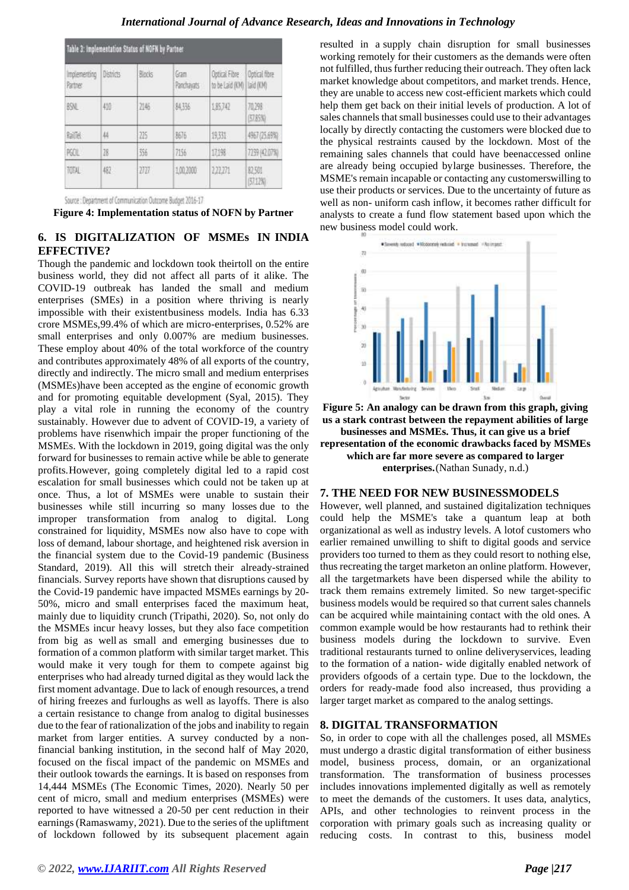Table 2: Implementation Status of NOFN by Partner

| Implementing Partner | Districts | Blocks | Gram Panchayats | Optical Fibre to be Laid (KM) | Optical fibre laid (KM) |
|---|---|---|---|---|---|
| BSNL | 410 | 2146 | 84,336 | 1,85,742 | 70,298 (37.85%) |
| RailTel | 44 | 225 | 8676 | 19,331 | 4967 (25.69%) |
| PGCIL | 28 | 356 | 7156 | 17,198 | 7239 (42.07%) |
| TOTAL | 482 | 2727 | 1,00,2000 | 2,22,271 | 82,501 (37.12%) |

Source : Department of Communication Outcome Budget 2016-17

**Figure 4: Implementation status of NOFN by Partner**

## 6. IS DIGITALIZATION OF MSMEs IN INDIA EFFECTIVE?

Though the pandemic and lockdown took theirtoll on the entire business world, they did not affect all parts of it alike. The COVID-19 outbreak has landed the small and medium enterprises (SMEs) in a position where thriving is nearly impossible with their existentbusiness models. India has 6.33 crore MSMEs,99.4% of which are micro-enterprises, 0.52% are small enterprises and only 0.007% are medium businesses. These employ about 40% of the total workforce of the country and contributes approximately 48% of all exports of the country, directly and indirectly. The micro small and medium enterprises (MSMEs)have been accepted as the engine of economic growth and for promoting equitable development (Syal, 2015). They play a vital role in running the economy of the country sustainably. However due to advent of COVID-19, a variety of problems have risenwhich impair the proper functioning of the MSMEs. With the lockdown in 2019, going digital was the only forward for businesses to remain active while be able to generate profits.However, going completely digital led to a rapid cost escalation for small businesses which could not be taken up at once. Thus, a lot of MSMEs were unable to sustain their businesses while still incurring so many losses due to the improper transformation from analog to digital. Long constrained for liquidity, MSMEs now also have to cope with loss of demand, labour shortage, and heightened risk aversion in the financial system due to the Covid-19 pandemic (Business Standard, 2019). All this will stretch their already-strained financials. Survey reports have shown that disruptions caused by the Covid-19 pandemic have impacted MSMEs earnings by 20-50%, micro and small enterprises faced the maximum heat, mainly due to liquidity crunch (Tripathi, 2020). So, not only do the MSMEs incur heavy losses, but they also face competition from big as well as small and emerging businesses due to formation of a common platform with similar target market. This would make it very tough for them to compete against big enterprises who had already turned digital as they would lack the first moment advantage. Due to lack of enough resources, a trend of hiring freezes and furloughs as well as layoffs. There is also a certain resistance to change from analog to digital businesses due to the fear of rationalization of the jobs and inability to regain market from larger entities. A survey conducted by a non-financial banking institution, in the second half of May 2020, focused on the fiscal impact of the pandemic on MSMEs and their outlook towards the earnings. It is based on responses from 14,444 MSMEs (The Economic Times, 2020). Nearly 50 per cent of micro, small and medium enterprises (MSMEs) were reported to have witnessed a 20-50 per cent reduction in their earnings (Ramaswamy, 2021). Due to the series of the upliftment of lockdown followed by its subsequent placement again resulted in a supply chain disruption for small businesses working remotely for their customers as the demands were often not fulfilled, thus further reducing their outreach. They often lack market knowledge about competitors, and market trends. Hence, they are unable to access new cost-efficient markets which could help them get back on their initial levels of production. A lot of sales channels that small businesses could use to their advantages locally by directly contacting the customers were blocked due to the physical restraints caused by the lockdown. Most of the remaining sales channels that could have beenaccessed online are already being occupied bylarge businesses. Therefore, the MSME's remain incapable or contacting any customerswilling to use their products or services. Due to the uncertainty of future as well as non- uniform cash inflow, it becomes rather difficult for analysts to create a fund flow statement based upon which the new business model could work.

**Figure 5: An analogy can be drawn from this graph, giving us a stark contrast between the repayment abilities of large businesses and MSMEs. Thus, it can give us a brief representation of the economic drawbacks faced by MSMEs which are far more severe as compared to larger enterprises.**(Nathan Sunady, n.d.)

## 7. THE NEED FOR NEW BUSINESSMODELS

However, well planned, and sustained digitalization techniques could help the MSME's take a quantum leap at both organizational as well as industry levels. A lotof customers who earlier remained unwilling to shift to digital goods and service providers too turned to them as they could resort to nothing else, thus recreating the target marketon an online platform. However, all the targetmarkets have been dispersed while the ability to track them remains extremely limited. So new target-specific business models would be required so that current sales channels can be acquired while maintaining contact with the old ones. A common example would be how restaurants had to rethink their business models during the lockdown to survive. Even traditional restaurants turned to online deliveryservices, leading to the formation of a nation- wide digitally enabled network of providers ofgoods of a certain type. Due to the lockdown, the orders for ready-made food also increased, thus providing a larger target market as compared to the analog settings.

## 8. DIGITAL TRANSFORMATION

So, in order to cope with all the challenges posed, all MSMEs must undergo a drastic digital transformation of either business model, business process, domain, or an organizational transformation. The transformation of business processes includes innovations implemented digitally as well as remotely to meet the demands of the customers. It uses data, analytics, APIs, and other technologies to reinvent process in the corporation with primary goals such as increasing quality or reducing costs. In contrast to this, business model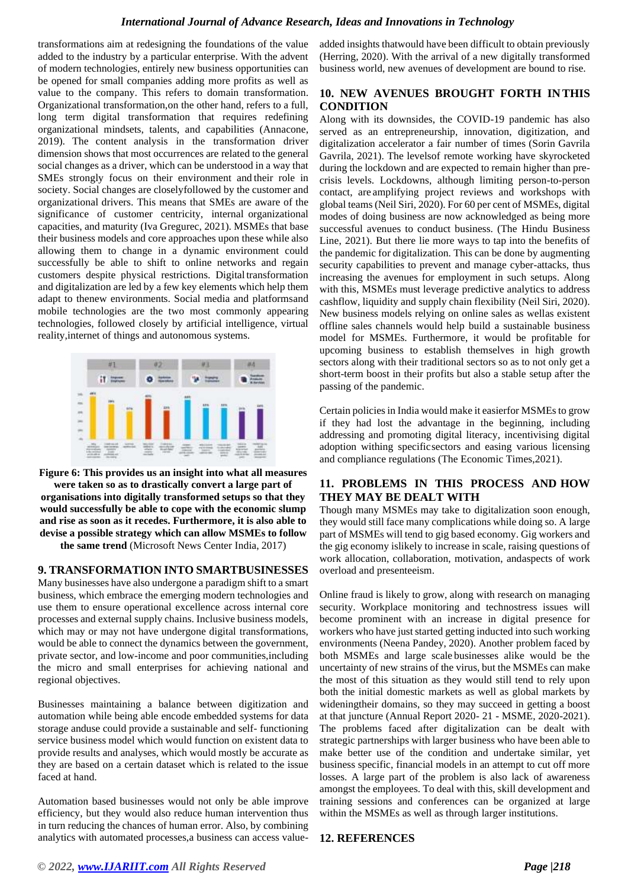transformations aim at redesigning the foundations of the value added to the industry by a particular enterprise. With the advent of modern technologies, entirely new business opportunities can be opened for small companies adding more profits as well as value to the company. This refers to domain transformation. Organizational transformation,on the other hand, refers to a full, long term digital transformation that requires redefining organizational mindsets, talents, and capabilities (Annacone, 2019). The content analysis in the transformation driver dimension shows that most occurrences are related to the general social changes as a driver, which can be understood in a way that SMEs strongly focus on their environment and their role in society. Social changes are closelyfollowed by the customer and organizational drivers. This means that SMEs are aware of the significance of customer centricity, internal organizational capacities, and maturity (Iva Gregurec, 2021). MSMEs that base their business models and core approaches upon these while also allowing them to change in a dynamic environment could successfully be able to shift to online networks and regain customers despite physical restrictions. Digital transformation and digitalization are led by a few key elements which help them adapt to thenew environments. Social media and platformsand mobile technologies are the two most commonly appearing technologies, followed closely by artificial intelligence, virtual reality,internet of things and autonomous systems.

**Figure 6: This provides us an insight into what all measures were taken so as to drastically convert a large part of organisations into digitally transformed setups so that they would successfully be able to cope with the economic slump and rise as soon as it recedes. Furthermore, it is also able to devise a possible strategy which can allow MSMEs to follow the same trend** (Microsoft News Center India, 2017)

## 9. TRANSFORMATION INTO SMARTBUSINESSES

Many businesses have also undergone a paradigm shift to a smart business, which embrace the emerging modern technologies and use them to ensure operational excellence across internal core processes and external supply chains. Inclusive business models, which may or may not have undergone digital transformations, would be able to connect the dynamics between the government, private sector, and low-income and poor communities,including the micro and small enterprises for achieving national and regional objectives.

Businesses maintaining a balance between digitization and automation while being able encode embedded systems for data storage anduse could provide a sustainable and self- functioning service business model which would function on existent data to provide results and analyses, which would mostly be accurate as they are based on a certain dataset which is related to the issue faced at hand.

Automation based businesses would not only be able improve efficiency, but they would also reduce human intervention thus in turn reducing the chances of human error. Also, by combining analytics with automated processes,a business can access value-added insights thatwould have been difficult to obtain previously (Herring, 2020). With the arrival of a new digitally transformed business world, new avenues of development are bound to rise.

## 10. NEW AVENUES BROUGHT FORTH IN THIS CONDITION

Along with its downsides, the COVID-19 pandemic has also served as an entrepreneurship, innovation, digitization, and digitalization accelerator a fair number of times (Sorin Gavrila Gavrila, 2021). The levelsof remote working have skyrocketed during the lockdown and are expected to remain higher than pre-crisis levels. Lockdowns, although limiting person-to-person contact, are amplifying project reviews and workshops with global teams (Neil Siri, 2020). For 60 per cent of MSMEs, digital modes of doing business are now acknowledged as being more successful avenues to conduct business. (The Hindu Business Line, 2021). But there lie more ways to tap into the benefits of the pandemic for digitalization. This can be done by augmenting security capabilities to prevent and manage cyber-attacks, thus increasing the avenues for employment in such setups. Along with this, MSMEs must leverage predictive analytics to address cashflow, liquidity and supply chain flexibility (Neil Siri, 2020). New business models relying on online sales as wellas existent offline sales channels would help build a sustainable business model for MSMEs. Furthermore, it would be profitable for upcoming business to establish themselves in high growth sectors along with their traditional sectors so as to not only get a short-term boost in their profits but also a stable setup after the passing of the pandemic.

Certain policies in India would make it easierfor MSMEs to grow if they had lost the advantage in the beginning, including addressing and promoting digital literacy, incentivising digital adoption withing specificsectors and easing various licensing and compliance regulations (The Economic Times,2021).

## 11. PROBLEMS IN THIS PROCESS AND HOW THEY MAY BE DEALT WITH

Though many MSMEs may take to digitalization soon enough, they would still face many complications while doing so. A large part of MSMEs will tend to gig based economy. Gig workers and the gig economy islikely to increase in scale, raising questions of work allocation, collaboration, motivation, andaspects of work overload and presenteeism.

Online fraud is likely to grow, along with research on managing security. Workplace monitoring and technostress issues will become prominent with an increase in digital presence for workers who have just started getting inducted into such working environments (Neena Pandey, 2020). Another problem faced by both MSMEs and large scale businesses alike would be the uncertainty of new strains of the virus, but the MSMEs can make the most of this situation as they would still tend to rely upon both the initial domestic markets as well as global markets by wideningtheir domains, so they may succeed in getting a boost at that juncture (Annual Report 2020- 21 - MSME, 2020-2021). The problems faced after digitalization can be dealt with strategic partnerships with larger business who have been able to make better use of the condition and undertake similar, yet business specific, financial models in an attempt to cut off more losses. A large part of the problem is also lack of awareness amongst the employees. To deal with this, skill development and training sessions and conferences can be organized at large within the MSMEs as well as through larger institutions.

## 12. REFERENCES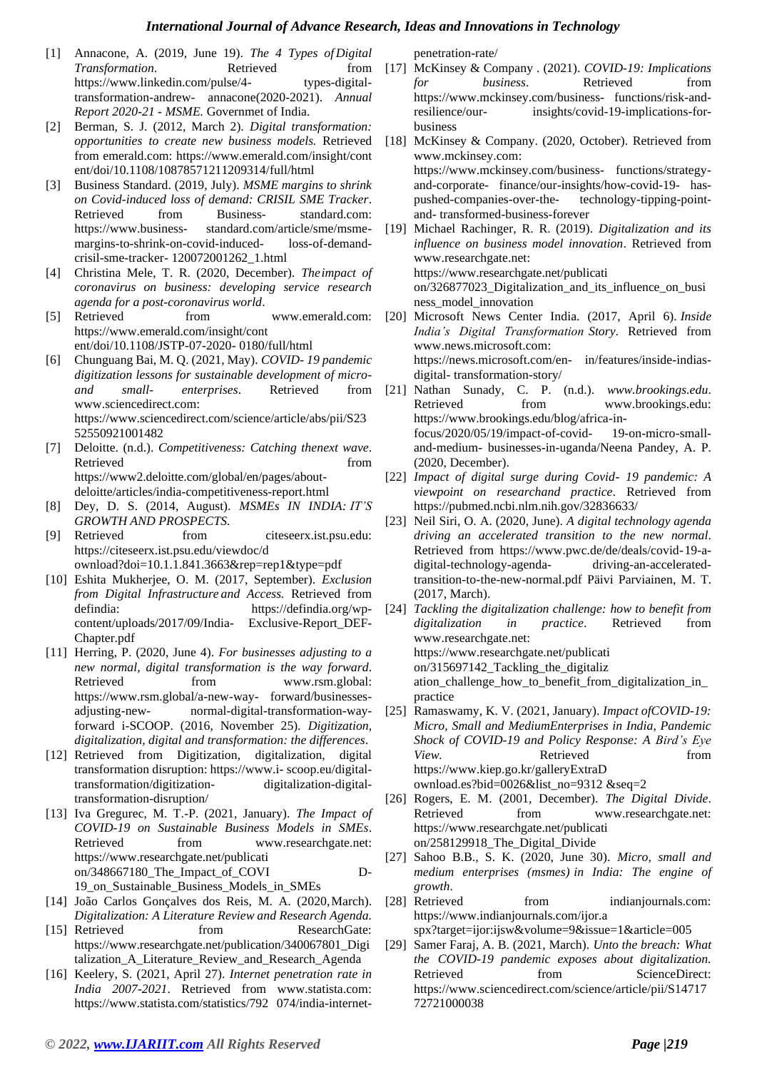[1] Annacone, A. (2019, June 19). *The 4 Types of Digital Transformation*. Retrieved from https://www.linkedin.com/pulse/4- types-digital-transformation-andrew- annacone(2020-2021). *Annual Report 2020-21 - MSME.* Governmet of India.

[2] Berman, S. J. (2012, March 2). *Digital transformation: opportunities to create new business models.* Retrieved from emerald.com: https://www.emerald.com/insight/content/doi/10.1108/10878571211209314/full/html

[3] Business Standard. (2019, July). *MSME margins to shrink on Covid-induced loss of demand: CRISIL SME Tracker*. Retrieved from Business- standard.com: https://www.business- standard.com/article/sme/msme-margins-to-shrink-on-covid-induced- loss-of-demand-crisil-sme-tracker- 120072001262_1.html

[4] Christina Mele, T. R. (2020, December). *The impact of coronavirus on business: developing service research agenda for a post-coronavirus world*.

[5] Retrieved from www.emerald.com: https://www.emerald.com/insight/content/doi/10.1108/JSTP-07-2020- 0180/full/html

[6] Chunguang Bai, M. Q. (2021, May). *COVID- 19 pandemic digitization lessons for sustainable development of micro- and small- enterprises*. Retrieved from www.sciencedirect.com: https://www.sciencedirect.com/science/article/abs/pii/S2352550921001482

[7] Deloitte. (n.d.). *Competitiveness: Catching thenext wave*. Retrieved from https://www2.deloitte.com/global/en/pages/about-deloitte/articles/india-competitiveness-report.html

[8] Dey, D. S. (2014, August). *MSMEs IN INDIA: IT'S GROWTH AND PROSPECTS.*

[9] Retrieved from citeseerx.ist.psu.edu: https://citeseerx.ist.psu.edu/viewdoc/download?doi=10.1.1.841.3663&rep=rep1&type=pdf

[10] Eshita Mukherjee, O. M. (2017, September). *Exclusion from Digital Infrastructure and Access.* Retrieved from defindia: https://defindia.org/wp-content/uploads/2017/09/India- Exclusive-Report_DEF-Chapter.pdf

[11] Herring, P. (2020, June 4). *For businesses adjusting to a new normal, digital transformation is the way forward*. Retrieved from www.rsm.global: https://www.rsm.global/a-new-way- forward/businesses-adjusting-new- normal-digital-transformation-way-forward i-SCOOP. (2016, November 25). *Digitization, digitalization, digital and transformation: the differences*.

[12] Retrieved from Digitization, digitalization, digital transformation disruption: https://www.i- scoop.eu/digital-transformation/digitization- digitalization-digital-transformation-disruption/

[13] Iva Gregurec, M. T.-P. (2021, January). *The Impact of COVID-19 on Sustainable Business Models in SMEs*. Retrieved from www.researchgate.net: https://www.researchgate.net/publication/348667180_The_Impact_of_COVID-19_on_Sustainable_Business_Models_in_SMEs

[14] João Carlos Gonçalves dos Reis, M. A. (2020, March). *Digitalization: A Literature Review and Research Agenda.*

[15] Retrieved from ResearchGate: https://www.researchgate.net/publication/340067801_Digitalization_A_Literature_Review_and_Research_Agenda

[16] Keelery, S. (2021, April 27). *Internet penetration rate in India 2007-2021*. Retrieved from www.statista.com: https://www.statista.com/statistics/792 074/india-internet-penetration-rate/

[17] McKinsey & Company . (2021). *COVID-19: Implications for business*. Retrieved from https://www.mckinsey.com/business- functions/risk-and-resilience/our- insights/covid-19-implications-for-business

[18] McKinsey & Company. (2020, October). Retrieved from www.mckinsey.com: https://www.mckinsey.com/business- functions/strategy-and-corporate- finance/our-insights/how-covid-19- has-pushed-companies-over-the- technology-tipping-point-and- transformed-business-forever

[19] Michael Rachinger, R. R. (2019). *Digitalization and its influence on business model innovation*. Retrieved from www.researchgate.net: https://www.researchgate.net/publication/326877023_Digitalization_and_its_influence_on_business_model_innovation

[20] Microsoft News Center India. (2017, April 6). *Inside India's Digital Transformation Story.* Retrieved from www.news.microsoft.com: https://news.microsoft.com/en- in/features/inside-indias-digital- transformation-story/

[21] Nathan Sunady, C. P. (n.d.). *www.brookings.edu*. Retrieved from www.brookings.edu: https://www.brookings.edu/blog/africa-in-focus/2020/05/19/impact-of-covid- 19-on-micro-small-and-medium- businesses-in-uganda/Neena Pandey, A. P. (2020, December).

[22] *Impact of digital surge during Covid- 19 pandemic: A viewpoint on researchand practice*. Retrieved from https://pubmed.ncbi.nlm.nih.gov/32836633/

[23] Neil Siri, O. A. (2020, June). *A digital technology agenda driving an accelerated transition to the new normal*. Retrieved from https://www.pwc.de/de/deals/covid-19-a-digital-technology-agenda- driving-an-accelerated-transition-to-the-new-normal.pdf Päivi Parviainen, M. T. (2017, March).

[24] *Tackling the digitalization challenge: how to benefit from digitalization in practice*. Retrieved from www.researchgate.net: https://www.researchgate.net/publication/315697142_Tackling_the_digitalization_challenge_how_to_benefit_from_digitalization_in_practice

[25] Ramaswamy, K. V. (2021, January). *Impact ofCOVID-19: Micro, Small and MediumEnterprises in India, Pandemic Shock of COVID-19 and Policy Response: A Bird's Eye View.* Retrieved from https://www.kiep.go.kr/galleryExtraDownload.es?bid=0026&list_no=9312 &seq=2

[26] Rogers, E. M. (2001, December). *The Digital Divide*. Retrieved from www.researchgate.net: https://www.researchgate.net/publication/258129918_The_Digital_Divide

[27] Sahoo B.B., S. K. (2020, June 30). *Micro, small and medium enterprises (msmes) in India: The engine of growth*.

[28] Retrieved from indianjournals.com: https://www.indianjournals.com/ijor.aspx?target=ijor:ijsw&volume=9&issue=1&article=005

[29] Samer Faraj, A. B. (2021, March). *Unto the breach: What the COVID-19 pandemic exposes about digitalization.* Retrieved from ScienceDirect: https://www.sciencedirect.com/science/article/pii/S1471772721000038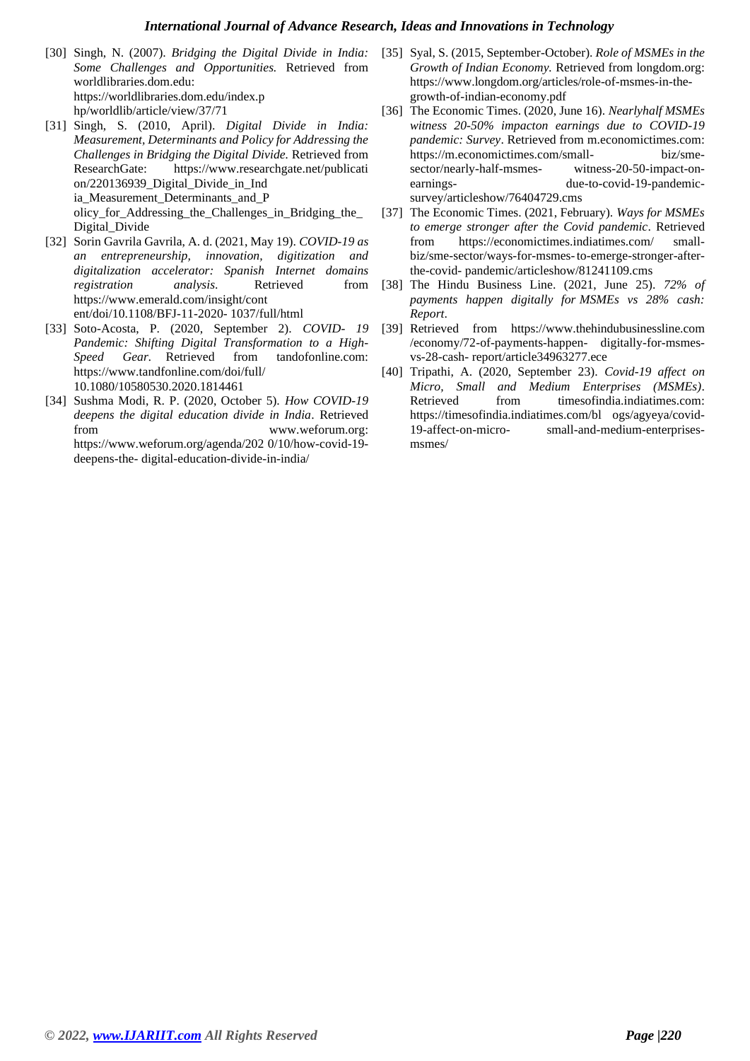[30] Singh, N. (2007). *Bridging the Digital Divide in India: Some Challenges and Opportunities.* Retrieved from worldlibraries.dom.edu: https://worldlibraries.dom.edu/index.php/worldlib/article/view/37/71

[31] Singh, S. (2010, April). *Digital Divide in India: Measurement, Determinants and Policy for Addressing the Challenges in Bridging the Digital Divide.* Retrieved from ResearchGate: https://www.researchgate.net/publication/220136939_Digital_Divide_in_India_Measurement_Determinants_and_Policy_for_Addressing_the_Challenges_in_Bridging_the_Digital_Divide

[32] Sorin Gavrila Gavrila, A. d. (2021, May 19). *COVID-19 as an entrepreneurship, innovation, digitization and digitalization accelerator: Spanish Internet domains registration analysis.* Retrieved from https://www.emerald.com/insight/content/doi/10.1108/BFJ-11-2020- 1037/full/html

[33] Soto-Acosta, P. (2020, September 2). *COVID- 19 Pandemic: Shifting Digital Transformation to a High-Speed Gear.* Retrieved from tandofonline.com: https://www.tandfonline.com/doi/full/ 10.1080/10580530.2020.1814461

[34] Sushma Modi, R. P. (2020, October 5). *How COVID-19 deepens the digital education divide in India*. Retrieved from www.weforum.org: https://www.weforum.org/agenda/202 0/10/how-covid-19-deepens-the- digital-education-divide-in-india/

[35] Syal, S. (2015, September-October). *Role of MSMEs in the Growth of Indian Economy.* Retrieved from longdom.org: https://www.longdom.org/articles/role-of-msmes-in-the-growth-of-indian-economy.pdf

[36] The Economic Times. (2020, June 16). *Nearlyhalf MSMEs witness 20-50% impacton earnings due to COVID-19 pandemic: Survey*. Retrieved from m.economictimes.com: https://m.economictimes.com/small- biz/sme-sector/nearly-half-msmes- witness-20-50-impact-on-earnings- due-to-covid-19-pandemic-survey/articleshow/76404729.cms

[37] The Economic Times. (2021, February). *Ways for MSMEs to emerge stronger after the Covid pandemic*. Retrieved from https://economictimes.indiatimes.com/ small-biz/sme-sector/ways-for-msmes- to-emerge-stronger-after-the-covid- pandemic/articleshow/81241109.cms

[38] The Hindu Business Line. (2021, June 25). *72% of payments happen digitally for MSMEs vs 28% cash: Report*.

[39] Retrieved from https://www.thehindubusinessline.com /economy/72-of-payments-happen- digitally-for-msmes-vs-28-cash- report/article34963277.ece

[40] Tripathi, A. (2020, September 23). *Covid-19 affect on Micro, Small and Medium Enterprises (MSMEs)*. Retrieved from timesofindia.indiatimes.com: https://timesofindia.indiatimes.com/bl ogs/agyeya/covid-19-affect-on-micro- small-and-medium-enterprises-msmes/